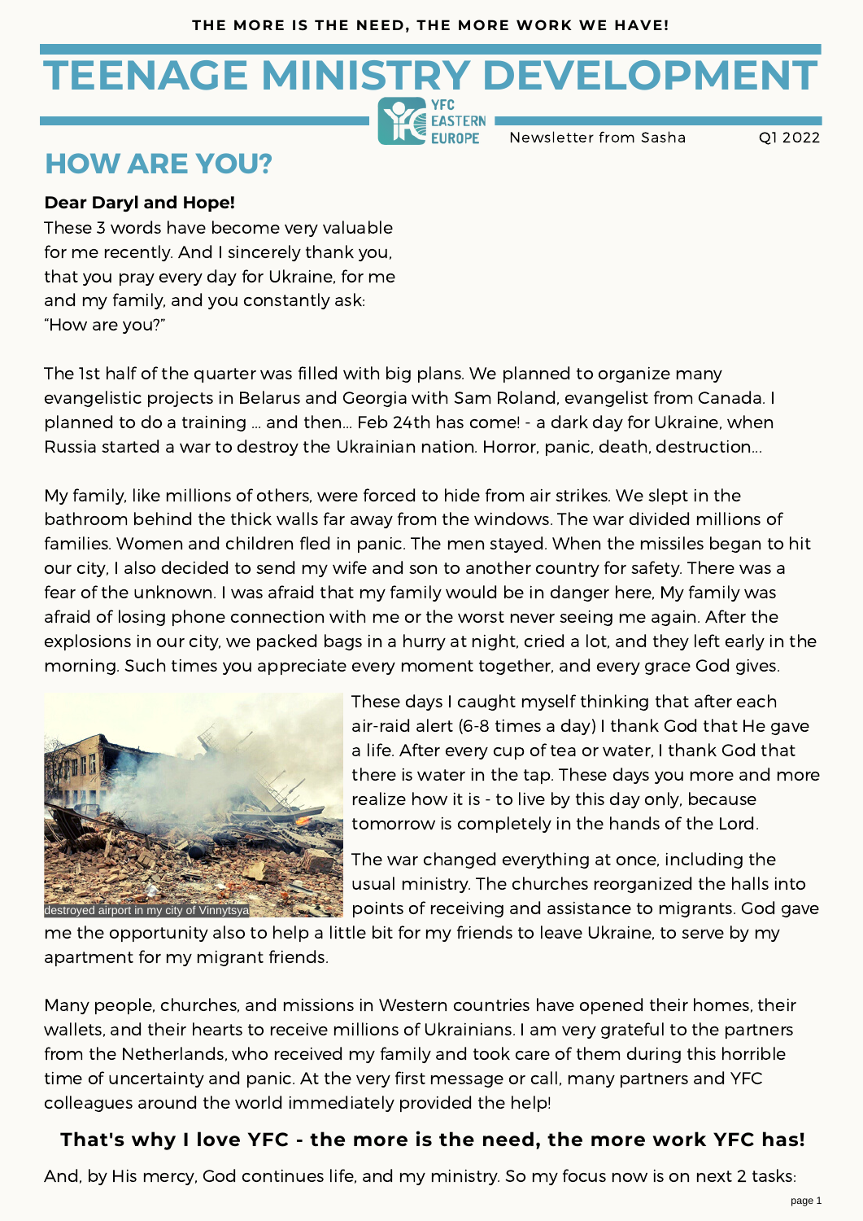THE MORE IS THE NEED, THE MORE WORK WE HAVE!

# TEENAGE MINISTRY DEVELOPMENT

YFC EASTERN EUROPE

Newsletter from Sasha — Q1 2022

## HOW ARE YOU?

**Dear Daryl and Hope!**

These 3 words have become very valuable for me recently. And I sincerely thank you, that you pray every day for Ukraine, for me and my family, and you constantly ask: "How are you?"

The 1st half of the quarter was filled with big plans. We planned to organize many evangelistic projects in Belarus and Georgia with Sam Roland, evangelist from Canada. I planned to do a training ... and then... Feb 24th has come! - a dark day for Ukraine, when Russia started a war to destroy the Ukrainian nation. Horror, panic, death, destruction...

My family, like millions of others, were forced to hide from air strikes. We slept in the bathroom behind the thick walls far away from the windows. The war divided millions of families. Women and children fled in panic. The men stayed. When the missiles began to hit our city, I also decided to send my wife and son to another country for safety. There was a fear of the unknown. I was afraid that my family would be in danger here, My family was afraid of losing phone connection with me or the worst never seeing me again. After the explosions in our city, we packed bags in a hurry at night, cried a lot, and they left early in the morning. Such times you appreciate every moment together, and every grace God gives.

destroyed airport in my city of Vinnytsya

These days I caught myself thinking that after each air-raid alert (6-8 times a day) I thank God that He gave a life. After every cup of tea or water, I thank God that there is water in the tap. These days you more and more realize how it is - to live by this day only, because tomorrow is completely in the hands of the Lord.

The war changed everything at once, including the usual ministry. The churches reorganized the halls into points of receiving and assistance to migrants. God gave me the opportunity also to help a little bit for my friends to leave Ukraine, to serve by my apartment for my migrant friends.

Many people, churches, and missions in Western countries have opened their homes, their wallets, and their hearts to receive millions of Ukrainians. I am very grateful to the partners from the Netherlands, who received my family and took care of them during this horrible time of uncertainty and panic. At the very first message or call, many partners and YFC colleagues around the world immediately provided the help!

**That's why I love YFC - the more is the need, the more work YFC has!**

And, by His mercy, God continues life, and my ministry. So my focus now is on next 2 tasks: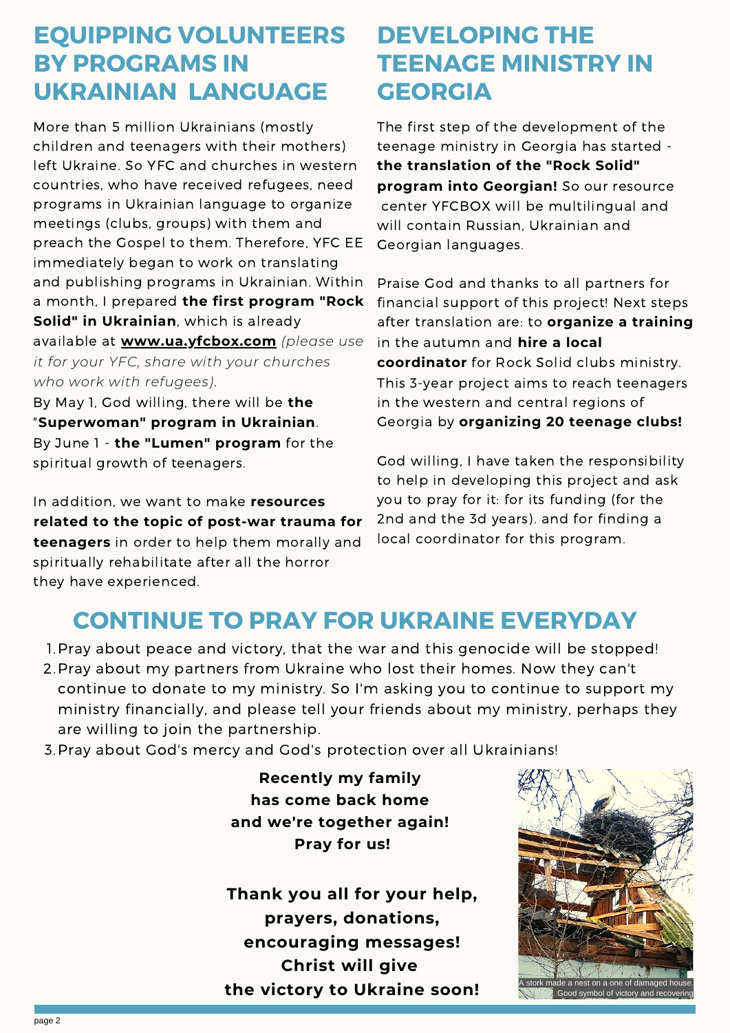## EQUIPPING VOLUNTEERS BY PROGRAMS IN UKRAINIAN LANGUAGE

More than 5 million Ukrainians (mostly children and teenagers with their mothers) left Ukraine. So YFC and churches in western countries, who have received refugees, need programs in Ukrainian language to organize meetings (clubs, groups) with them and preach the Gospel to them. Therefore, YFC EE immediately began to work on translating and publishing programs in Ukrainian. Within a month, I prepared **the first program "Rock Solid" in Ukrainian**, which is already available at **www.ua.yfcbox.com** *(please use it for your YFC, share with your churches who work with refugees).*

By May 1, God willing, there will be **the "Superwoman" program in Ukrainian**.
By June 1 - **the "Lumen" program** for the spiritual growth of teenagers.

In addition, we want to make **resources related to the topic of post-war trauma for teenagers** in order to help them morally and spiritually rehabilitate after all the horror they have experienced.

## DEVELOPING THE TEENAGE MINISTRY IN GEORGIA

The first step of the development of the teenage ministry in Georgia has started - **the translation of the "Rock Solid" program into Georgian!** So our resource center YFCBOX will be multilingual and will contain Russian, Ukrainian and Georgian languages.

Praise God and thanks to all partners for financial support of this project! Next steps after translation are: to **organize a training** in the autumn and **hire a local coordinator** for Rock Solid clubs ministry. This 3-year project aims to reach teenagers in the western and central regions of Georgia by **organizing 20 teenage clubs!**

God willing, I have taken the responsibility to help in developing this project and ask you to pray for it: for its funding (for the 2nd and the 3d years). and for finding a local coordinator for this program.

## CONTINUE TO PRAY FOR UKRAINE EVERYDAY

1. Pray about peace and victory, that the war and this genocide will be stopped!
2. Pray about my partners from Ukraine who lost their homes. Now they can't continue to donate to my ministry. So I'm asking you to continue to support my ministry financially, and please tell your friends about my ministry, perhaps they are willing to join the partnership.
3. Pray about God's mercy and God's protection over all Ukrainians!

**Recently my family has come back home and we're together again! Pray for us!**

**Thank you all for your help, prayers, donations, encouraging messages! Christ will give the victory to Ukraine soon!**

A stork made a nest on a one of damaged house. Good symbol of victory and recovering